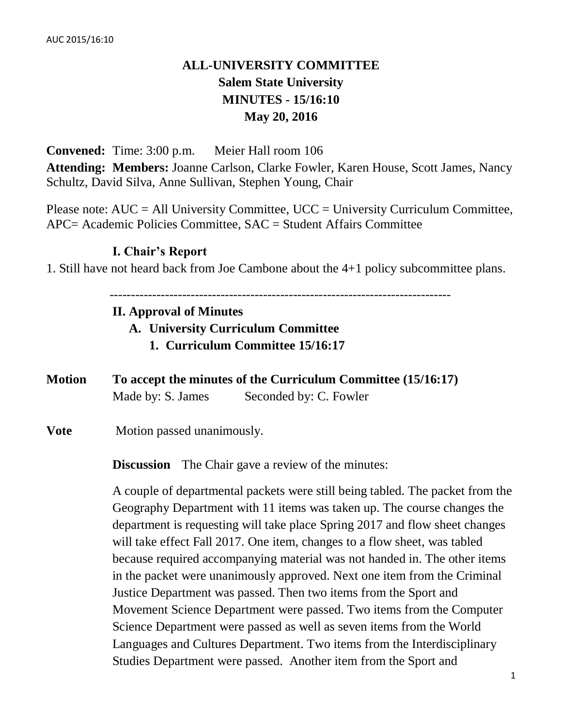# ALL-UNIVERSITY COMMITTEE
## Salem State University
## MINUTES - 15/16:10
## May 20, 2016

**Convened:** Time: 3:00 p.m. Meier Hall room 106

**Attending: Members:** Joanne Carlson, Clarke Fowler, Karen House, Scott James, Nancy Schultz, David Silva, Anne Sullivan, Stephen Young, Chair

Please note: AUC = All University Committee, UCC = University Curriculum Committee, APC= Academic Policies Committee, SAC = Student Affairs Committee

### I. Chair's Report

1. Still have not heard back from Joe Cambone about the 4+1 policy subcommittee plans.

---

### II. Approval of Minutes

#### A. University Curriculum Committee

##### 1. Curriculum Committee 15/16:17

**Motion** **To accept the minutes of the Curriculum Committee (15/16:17)**
Made by: S. James Seconded by: C. Fowler

**Vote** Motion passed unanimously.

**Discussion** The Chair gave a review of the minutes:

A couple of departmental packets were still being tabled. The packet from the Geography Department with 11 items was taken up. The course changes the department is requesting will take place Spring 2017 and flow sheet changes will take effect Fall 2017. One item, changes to a flow sheet, was tabled because required accompanying material was not handed in. The other items in the packet were unanimously approved. Next one item from the Criminal Justice Department was passed. Then two items from the Sport and Movement Science Department were passed. Two items from the Computer Science Department were passed as well as seven items from the World Languages and Cultures Department. Two items from the Interdisciplinary Studies Department were passed. Another item from the Sport and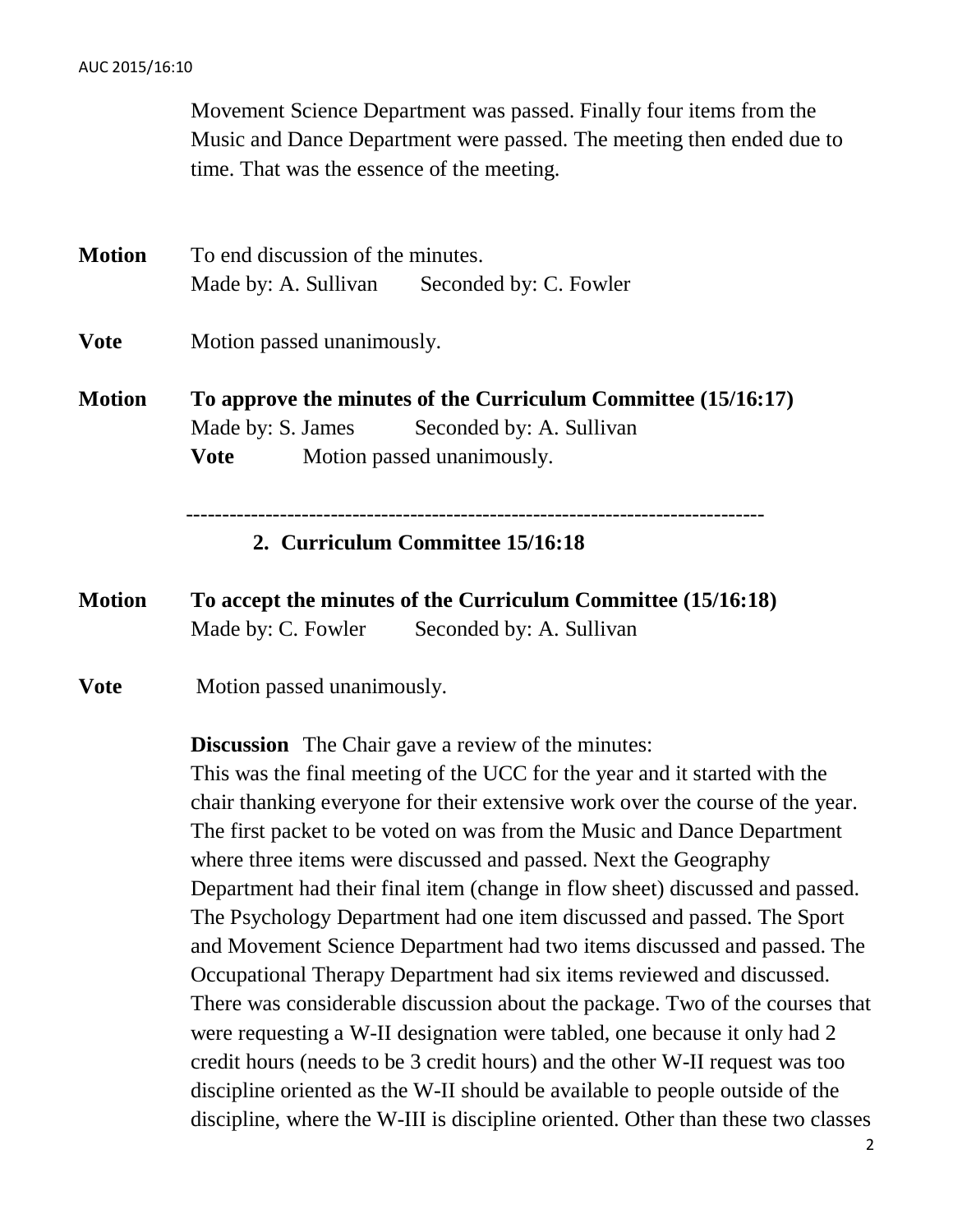Movement Science Department was passed. Finally four items from the Music and Dance Department were passed. The meeting then ended due to time. That was the essence of the meeting.

**Motion** To end discussion of the minutes.
Made by: A. Sullivan Seconded by: C. Fowler

**Vote** Motion passed unanimously.

**Motion** **To approve the minutes of the Curriculum Committee (15/16:17)**
Made by: S. James Seconded by: A. Sullivan
**Vote** Motion passed unanimously.

---

## 2. Curriculum Committee 15/16:18

**Motion** **To accept the minutes of the Curriculum Committee (15/16:18)**
Made by: C. Fowler Seconded by: A. Sullivan

**Vote** Motion passed unanimously.

**Discussion** The Chair gave a review of the minutes:
This was the final meeting of the UCC for the year and it started with the chair thanking everyone for their extensive work over the course of the year. The first packet to be voted on was from the Music and Dance Department where three items were discussed and passed. Next the Geography Department had their final item (change in flow sheet) discussed and passed. The Psychology Department had one item discussed and passed. The Sport and Movement Science Department had two items discussed and passed. The Occupational Therapy Department had six items reviewed and discussed. There was considerable discussion about the package. Two of the courses that were requesting a W-II designation were tabled, one because it only had 2 credit hours (needs to be 3 credit hours) and the other W-II request was too discipline oriented as the W-II should be available to people outside of the discipline, where the W-III is discipline oriented. Other than these two classes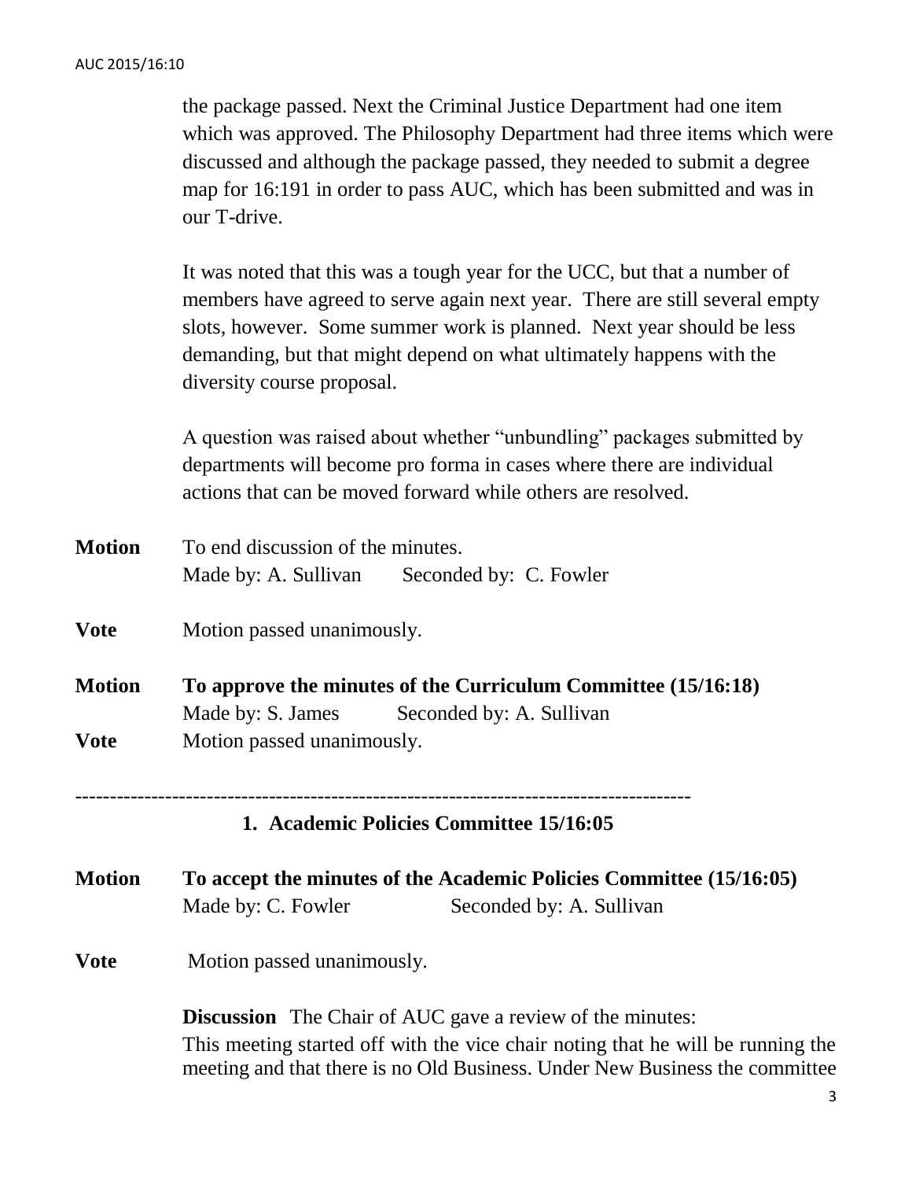the package passed. Next the Criminal Justice Department had one item which was approved. The Philosophy Department had three items which were discussed and although the package passed, they needed to submit a degree map for 16:191 in order to pass AUC, which has been submitted and was in our T-drive.

It was noted that this was a tough year for the UCC, but that a number of members have agreed to serve again next year. There are still several empty slots, however. Some summer work is planned. Next year should be less demanding, but that might depend on what ultimately happens with the diversity course proposal.

A question was raised about whether "unbundling" packages submitted by departments will become pro forma in cases where there are individual actions that can be moved forward while others are resolved.

**Motion** To end discussion of the minutes.
Made by: A. Sullivan Seconded by: C. Fowler

**Vote** Motion passed unanimously.

**Motion** **To approve the minutes of the Curriculum Committee (15/16:18)**
Made by: S. James Seconded by: A. Sullivan

**Vote** Motion passed unanimously.

---

### 1. Academic Policies Committee 15/16:05

**Motion** **To accept the minutes of the Academic Policies Committee (15/16:05)**
Made by: C. Fowler Seconded by: A. Sullivan

**Vote** Motion passed unanimously.

**Discussion** The Chair of AUC gave a review of the minutes:
This meeting started off with the vice chair noting that he will be running the meeting and that there is no Old Business. Under New Business the committee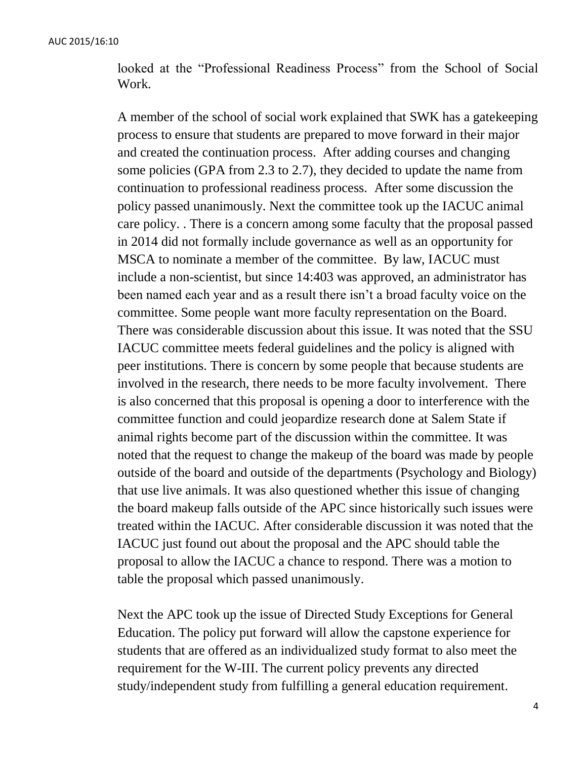looked at the “Professional Readiness Process” from the School of Social Work.

A member of the school of social work explained that SWK has a gatekeeping process to ensure that students are prepared to move forward in their major and created the continuation process. After adding courses and changing some policies (GPA from 2.3 to 2.7), they decided to update the name from continuation to professional readiness process. After some discussion the policy passed unanimously. Next the committee took up the IACUC animal care policy. . There is a concern among some faculty that the proposal passed in 2014 did not formally include governance as well as an opportunity for MSCA to nominate a member of the committee. By law, IACUC must include a non-scientist, but since 14:403 was approved, an administrator has been named each year and as a result there isn’t a broad faculty voice on the committee. Some people want more faculty representation on the Board. There was considerable discussion about this issue. It was noted that the SSU IACUC committee meets federal guidelines and the policy is aligned with peer institutions. There is concern by some people that because students are involved in the research, there needs to be more faculty involvement. There is also concerned that this proposal is opening a door to interference with the committee function and could jeopardize research done at Salem State if animal rights become part of the discussion within the committee. It was noted that the request to change the makeup of the board was made by people outside of the board and outside of the departments (Psychology and Biology) that use live animals. It was also questioned whether this issue of changing the board makeup falls outside of the APC since historically such issues were treated within the IACUC. After considerable discussion it was noted that the IACUC just found out about the proposal and the APC should table the proposal to allow the IACUC a chance to respond. There was a motion to table the proposal which passed unanimously.

Next the APC took up the issue of Directed Study Exceptions for General Education. The policy put forward will allow the capstone experience for students that are offered as an individualized study format to also meet the requirement for the W-III. The current policy prevents any directed study/independent study from fulfilling a general education requirement.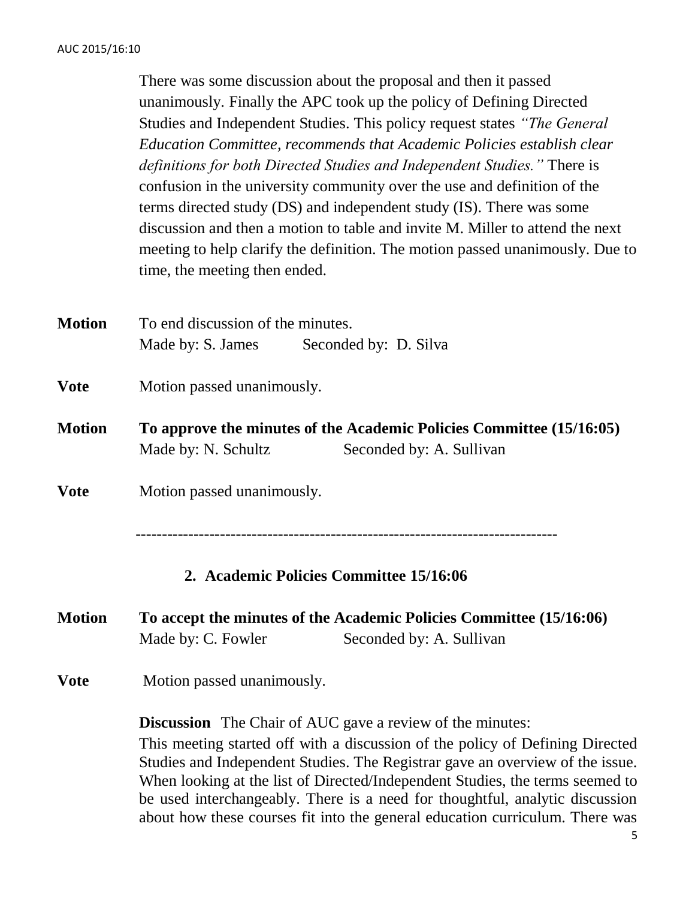There was some discussion about the proposal and then it passed unanimously. Finally the APC took up the policy of Defining Directed Studies and Independent Studies. This policy request states *"The General Education Committee, recommends that Academic Policies establish clear definitions for both Directed Studies and Independent Studies."* There is confusion in the university community over the use and definition of the terms directed study (DS) and independent study (IS). There was some discussion and then a motion to table and invite M. Miller to attend the next meeting to help clarify the definition. The motion passed unanimously. Due to time, the meeting then ended.

**Motion** To end discussion of the minutes.
Made by: S. James Seconded by: D. Silva

**Vote** Motion passed unanimously.

**Motion** **To approve the minutes of the Academic Policies Committee (15/16:05)**
Made by: N. Schultz Seconded by: A. Sullivan

**Vote** Motion passed unanimously.

---

## 2. Academic Policies Committee 15/16:06

**Motion** **To accept the minutes of the Academic Policies Committee (15/16:06)**
Made by: C. Fowler Seconded by: A. Sullivan

**Vote** Motion passed unanimously.

**Discussion** The Chair of AUC gave a review of the minutes:
This meeting started off with a discussion of the policy of Defining Directed Studies and Independent Studies. The Registrar gave an overview of the issue. When looking at the list of Directed/Independent Studies, the terms seemed to be used interchangeably. There is a need for thoughtful, analytic discussion about how these courses fit into the general education curriculum. There was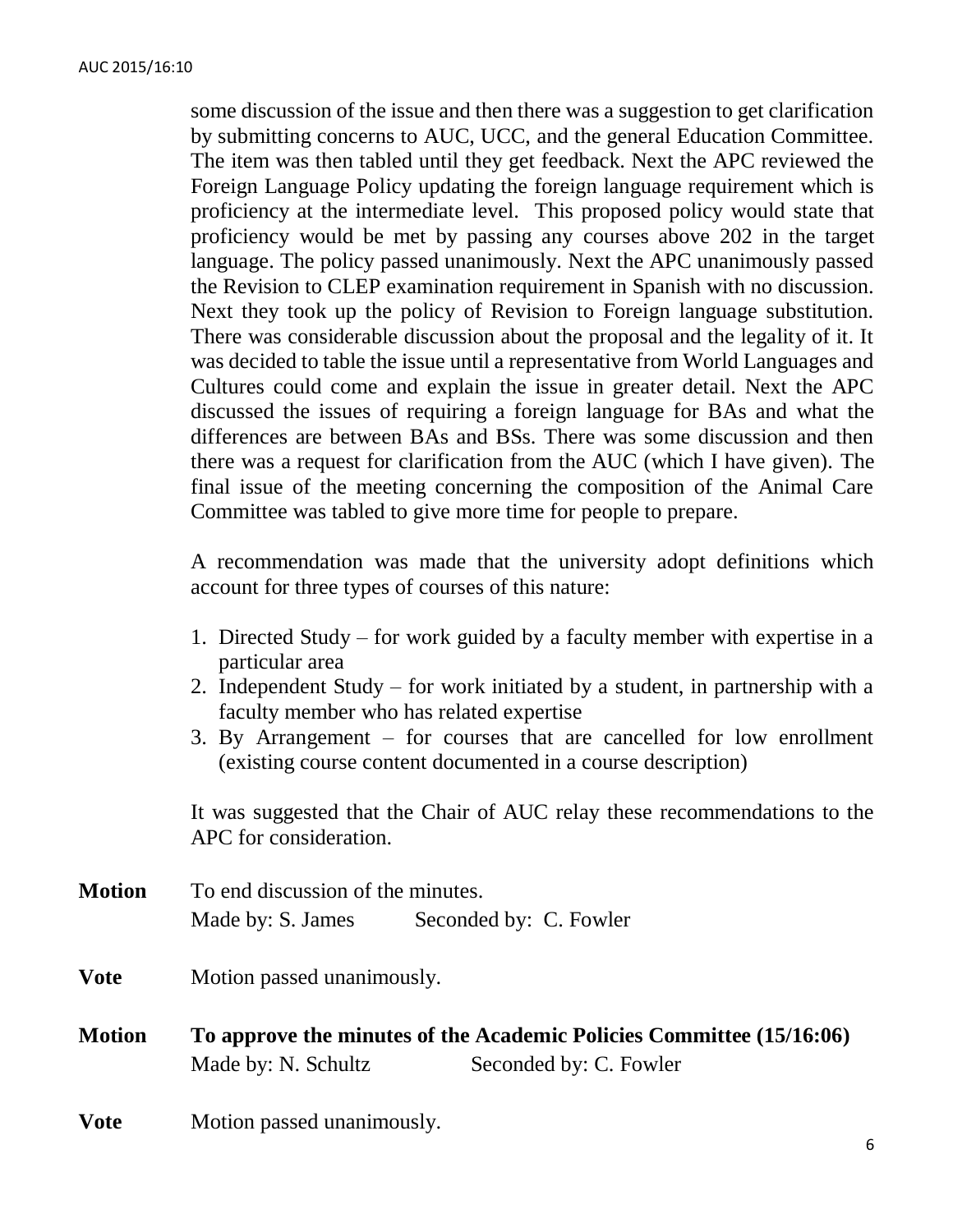some discussion of the issue and then there was a suggestion to get clarification by submitting concerns to AUC, UCC, and the general Education Committee. The item was then tabled until they get feedback. Next the APC reviewed the Foreign Language Policy updating the foreign language requirement which is proficiency at the intermediate level. This proposed policy would state that proficiency would be met by passing any courses above 202 in the target language. The policy passed unanimously. Next the APC unanimously passed the Revision to CLEP examination requirement in Spanish with no discussion. Next they took up the policy of Revision to Foreign language substitution. There was considerable discussion about the proposal and the legality of it. It was decided to table the issue until a representative from World Languages and Cultures could come and explain the issue in greater detail. Next the APC discussed the issues of requiring a foreign language for BAs and what the differences are between BAs and BSs. There was some discussion and then there was a request for clarification from the AUC (which I have given). The final issue of the meeting concerning the composition of the Animal Care Committee was tabled to give more time for people to prepare.

A recommendation was made that the university adopt definitions which account for three types of courses of this nature:

1. Directed Study – for work guided by a faculty member with expertise in a particular area
2. Independent Study – for work initiated by a student, in partnership with a faculty member who has related expertise
3. By Arrangement – for courses that are cancelled for low enrollment (existing course content documented in a course description)

It was suggested that the Chair of AUC relay these recommendations to the APC for consideration.

**Motion** To end discussion of the minutes.
Made by: S. James Seconded by: C. Fowler

**Vote** Motion passed unanimously.

**Motion** **To approve the minutes of the Academic Policies Committee (15/16:06)**
Made by: N. Schultz Seconded by: C. Fowler

**Vote** Motion passed unanimously.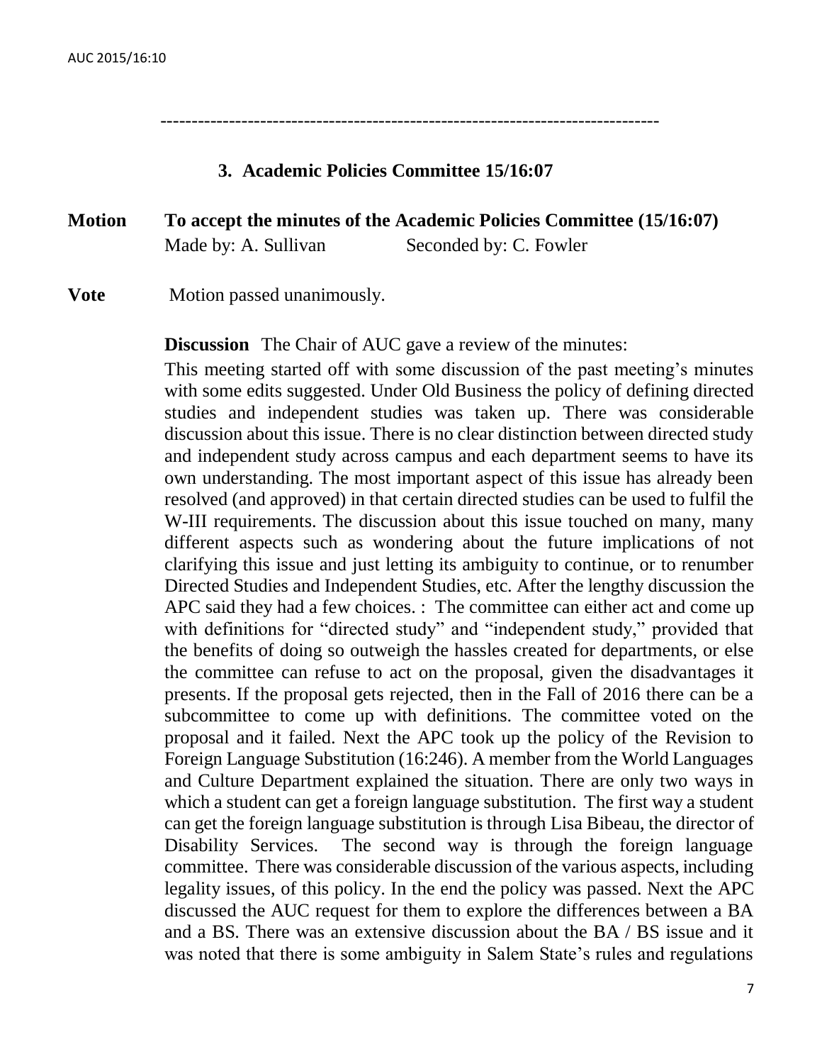---

### 3. Academic Policies Committee 15/16:07

**Motion** **To accept the minutes of the Academic Policies Committee (15/16:07)**
Made by: A. Sullivan Seconded by: C. Fowler

**Vote** Motion passed unanimously.

**Discussion** The Chair of AUC gave a review of the minutes:

This meeting started off with some discussion of the past meeting's minutes with some edits suggested. Under Old Business the policy of defining directed studies and independent studies was taken up. There was considerable discussion about this issue. There is no clear distinction between directed study and independent study across campus and each department seems to have its own understanding. The most important aspect of this issue has already been resolved (and approved) in that certain directed studies can be used to fulfil the W-III requirements. The discussion about this issue touched on many, many different aspects such as wondering about the future implications of not clarifying this issue and just letting its ambiguity to continue, or to renumber Directed Studies and Independent Studies, etc. After the lengthy discussion the APC said they had a few choices. : The committee can either act and come up with definitions for "directed study" and "independent study," provided that the benefits of doing so outweigh the hassles created for departments, or else the committee can refuse to act on the proposal, given the disadvantages it presents. If the proposal gets rejected, then in the Fall of 2016 there can be a subcommittee to come up with definitions. The committee voted on the proposal and it failed. Next the APC took up the policy of the Revision to Foreign Language Substitution (16:246). A member from the World Languages and Culture Department explained the situation. There are only two ways in which a student can get a foreign language substitution. The first way a student can get the foreign language substitution is through Lisa Bibeau, the director of Disability Services. The second way is through the foreign language committee. There was considerable discussion of the various aspects, including legality issues, of this policy. In the end the policy was passed. Next the APC discussed the AUC request for them to explore the differences between a BA and a BS. There was an extensive discussion about the BA / BS issue and it was noted that there is some ambiguity in Salem State's rules and regulations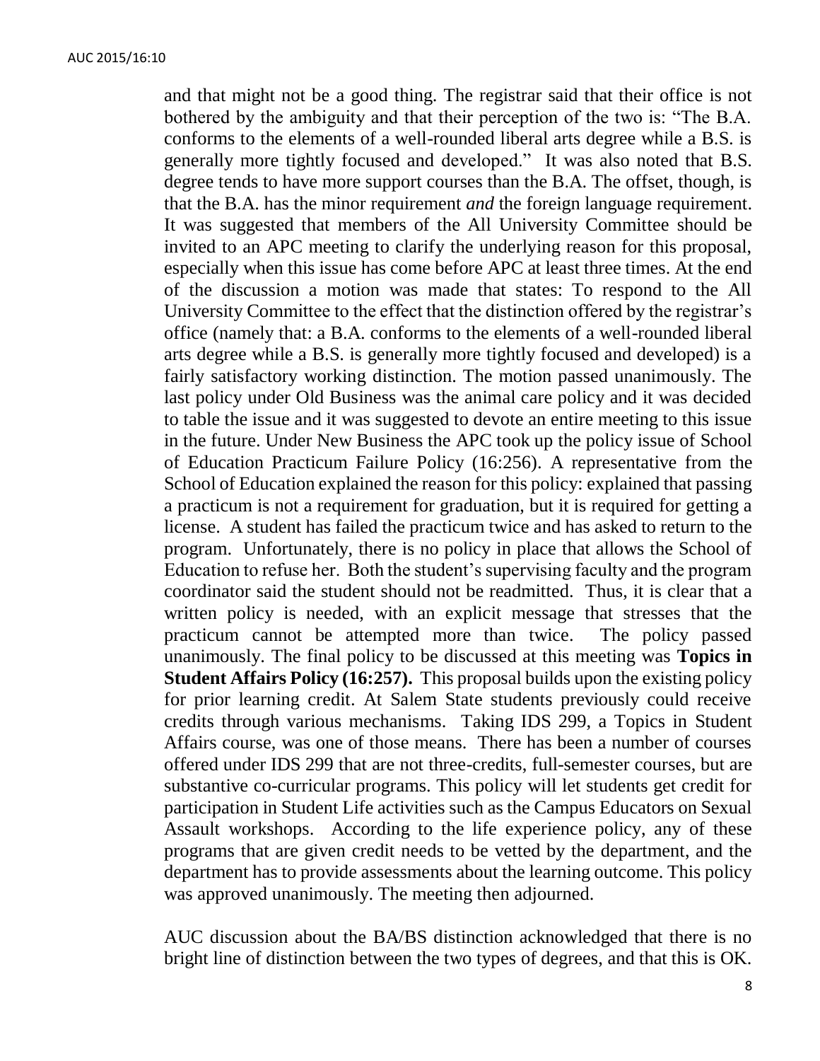and that might not be a good thing. The registrar said that their office is not bothered by the ambiguity and that their perception of the two is: "The B.A. conforms to the elements of a well-rounded liberal arts degree while a B.S. is generally more tightly focused and developed." It was also noted that B.S. degree tends to have more support courses than the B.A. The offset, though, is that the B.A. has the minor requirement *and* the foreign language requirement. It was suggested that members of the All University Committee should be invited to an APC meeting to clarify the underlying reason for this proposal, especially when this issue has come before APC at least three times. At the end of the discussion a motion was made that states: To respond to the All University Committee to the effect that the distinction offered by the registrar's office (namely that: a B.A. conforms to the elements of a well-rounded liberal arts degree while a B.S. is generally more tightly focused and developed) is a fairly satisfactory working distinction. The motion passed unanimously. The last policy under Old Business was the animal care policy and it was decided to table the issue and it was suggested to devote an entire meeting to this issue in the future. Under New Business the APC took up the policy issue of School of Education Practicum Failure Policy (16:256). A representative from the School of Education explained the reason for this policy: explained that passing a practicum is not a requirement for graduation, but it is required for getting a license. A student has failed the practicum twice and has asked to return to the program. Unfortunately, there is no policy in place that allows the School of Education to refuse her. Both the student's supervising faculty and the program coordinator said the student should not be readmitted. Thus, it is clear that a written policy is needed, with an explicit message that stresses that the practicum cannot be attempted more than twice. The policy passed unanimously. The final policy to be discussed at this meeting was **Topics in Student Affairs Policy (16:257).** This proposal builds upon the existing policy for prior learning credit. At Salem State students previously could receive credits through various mechanisms. Taking IDS 299, a Topics in Student Affairs course, was one of those means. There has been a number of courses offered under IDS 299 that are not three-credits, full-semester courses, but are substantive co-curricular programs. This policy will let students get credit for participation in Student Life activities such as the Campus Educators on Sexual Assault workshops. According to the life experience policy, any of these programs that are given credit needs to be vetted by the department, and the department has to provide assessments about the learning outcome. This policy was approved unanimously. The meeting then adjourned.

AUC discussion about the BA/BS distinction acknowledged that there is no bright line of distinction between the two types of degrees, and that this is OK.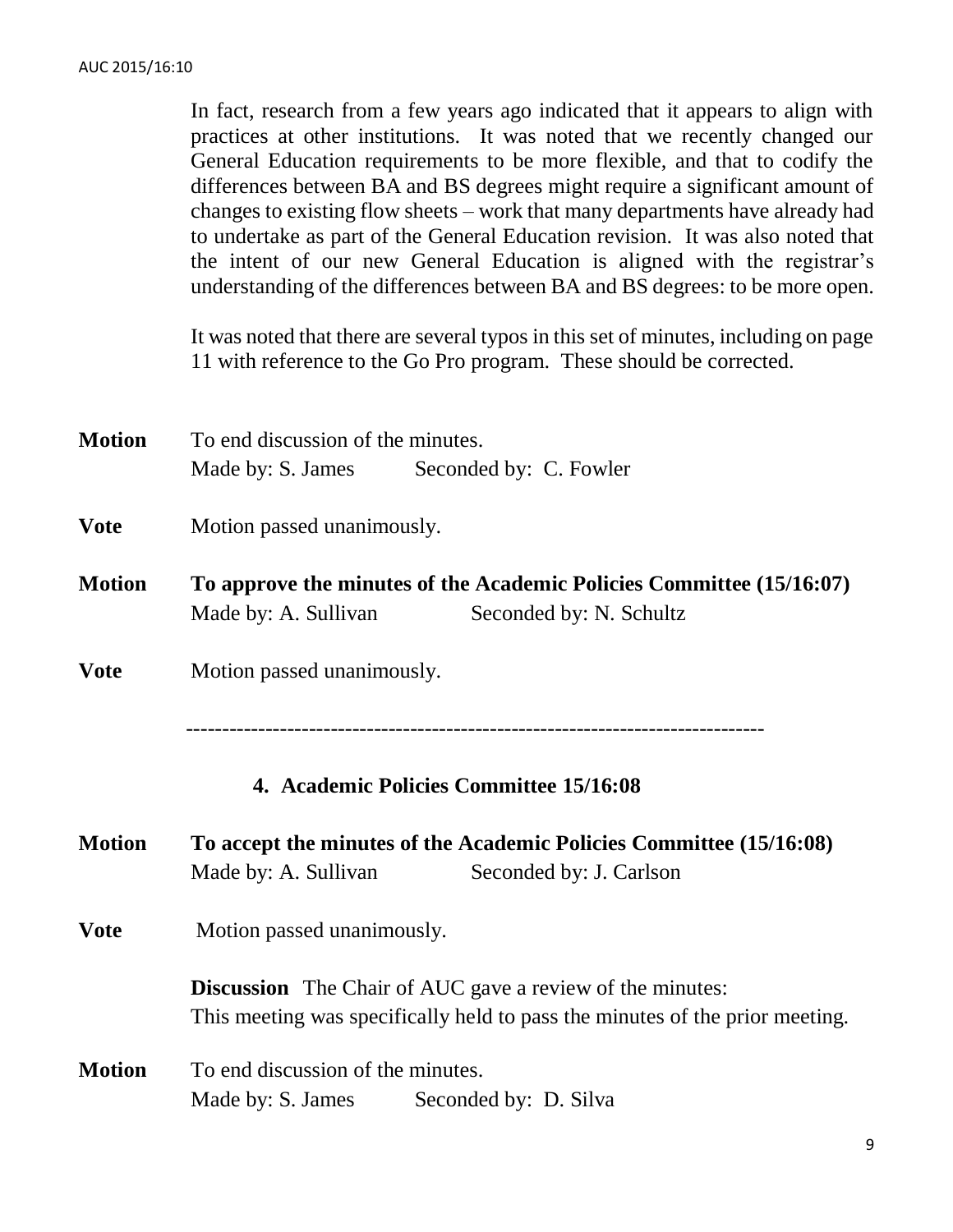In fact, research from a few years ago indicated that it appears to align with practices at other institutions. It was noted that we recently changed our General Education requirements to be more flexible, and that to codify the differences between BA and BS degrees might require a significant amount of changes to existing flow sheets – work that many departments have already had to undertake as part of the General Education revision. It was also noted that the intent of our new General Education is aligned with the registrar's understanding of the differences between BA and BS degrees: to be more open.

It was noted that there are several typos in this set of minutes, including on page 11 with reference to the Go Pro program. These should be corrected.

**Motion** To end discussion of the minutes.
Made by: S. James Seconded by: C. Fowler

**Vote** Motion passed unanimously.

**Motion** **To approve the minutes of the Academic Policies Committee (15/16:07)**
Made by: A. Sullivan Seconded by: N. Schultz

**Vote** Motion passed unanimously.

---

## 4. Academic Policies Committee 15/16:08

**Motion** **To accept the minutes of the Academic Policies Committee (15/16:08)**
Made by: A. Sullivan Seconded by: J. Carlson

**Vote** Motion passed unanimously.

**Discussion** The Chair of AUC gave a review of the minutes:
This meeting was specifically held to pass the minutes of the prior meeting.

**Motion** To end discussion of the minutes.
Made by: S. James Seconded by: D. Silva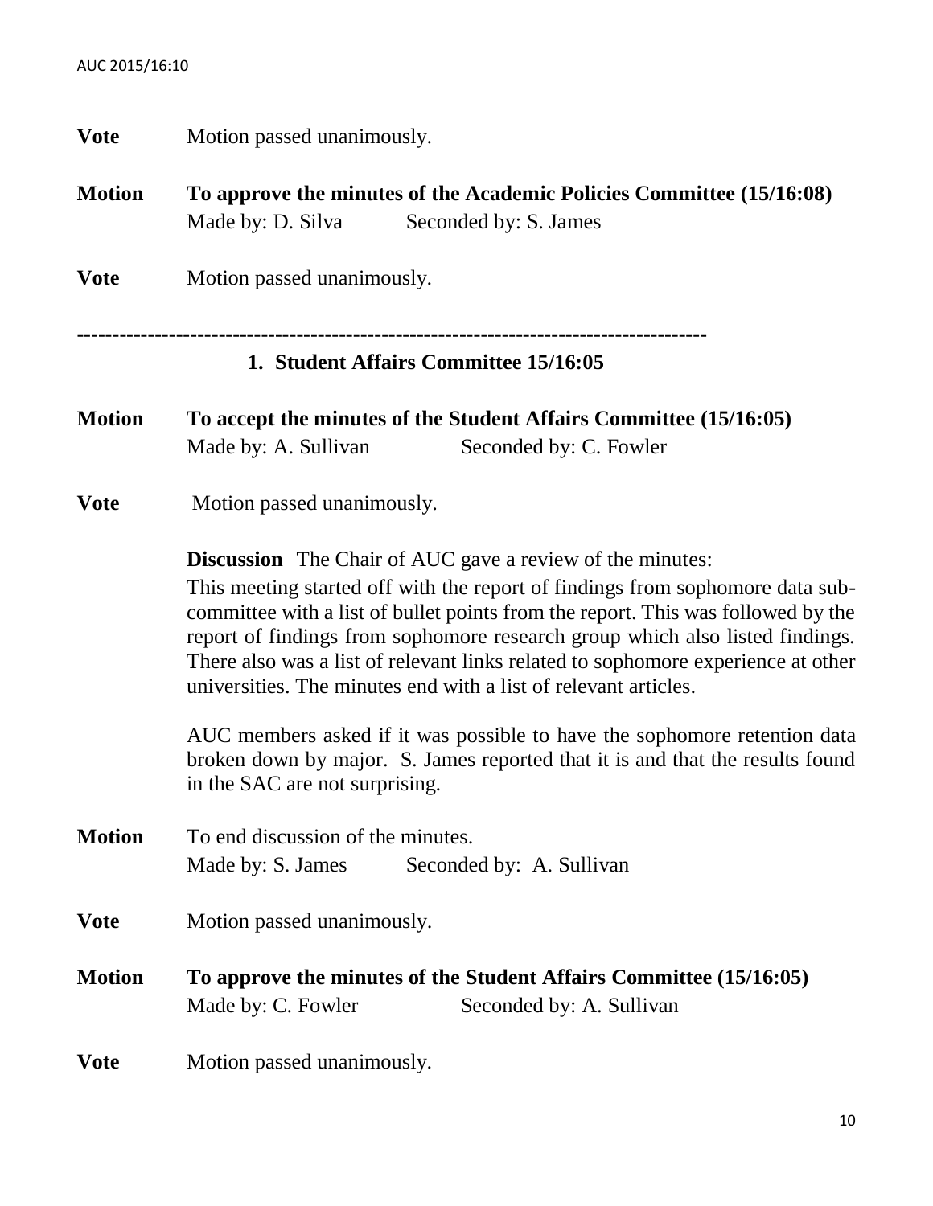**Vote** Motion passed unanimously.

**Motion** **To approve the minutes of the Academic Policies Committee (15/16:08)**
Made by: D. Silva Seconded by: S. James

**Vote** Motion passed unanimously.

---

## 1. Student Affairs Committee 15/16:05

**Motion** **To accept the minutes of the Student Affairs Committee (15/16:05)**
Made by: A. Sullivan Seconded by: C. Fowler

**Vote** Motion passed unanimously.

**Discussion** The Chair of AUC gave a review of the minutes:
This meeting started off with the report of findings from sophomore data sub-committee with a list of bullet points from the report. This was followed by the report of findings from sophomore research group which also listed findings. There also was a list of relevant links related to sophomore experience at other universities. The minutes end with a list of relevant articles.

AUC members asked if it was possible to have the sophomore retention data broken down by major. S. James reported that it is and that the results found in the SAC are not surprising.

**Motion** To end discussion of the minutes.
Made by: S. James Seconded by: A. Sullivan

**Vote** Motion passed unanimously.

**Motion** **To approve the minutes of the Student Affairs Committee (15/16:05)**
Made by: C. Fowler Seconded by: A. Sullivan

**Vote** Motion passed unanimously.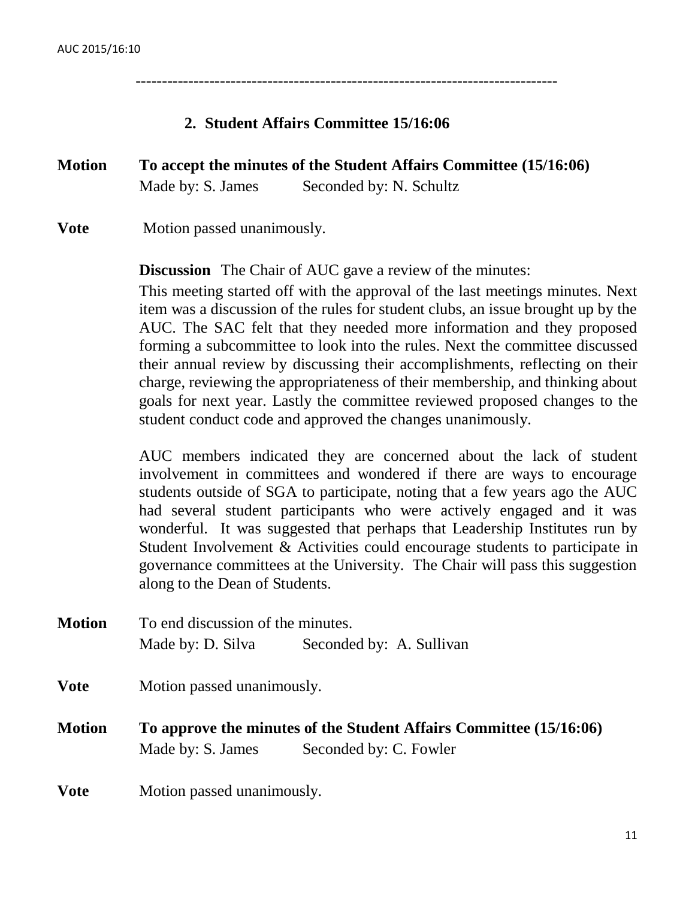------------------------------------------------------------------------------

## 2. Student Affairs Committee 15/16:06

**Motion** **To accept the minutes of the Student Affairs Committee (15/16:06)**
Made by: S. James Seconded by: N. Schultz

**Vote** Motion passed unanimously.

**Discussion** The Chair of AUC gave a review of the minutes:

This meeting started off with the approval of the last meetings minutes. Next item was a discussion of the rules for student clubs, an issue brought up by the AUC. The SAC felt that they needed more information and they proposed forming a subcommittee to look into the rules. Next the committee discussed their annual review by discussing their accomplishments, reflecting on their charge, reviewing the appropriateness of their membership, and thinking about goals for next year. Lastly the committee reviewed proposed changes to the student conduct code and approved the changes unanimously.

AUC members indicated they are concerned about the lack of student involvement in committees and wondered if there are ways to encourage students outside of SGA to participate, noting that a few years ago the AUC had several student participants who were actively engaged and it was wonderful. It was suggested that perhaps that Leadership Institutes run by Student Involvement & Activities could encourage students to participate in governance committees at the University. The Chair will pass this suggestion along to the Dean of Students.

**Motion** To end discussion of the minutes.
Made by: D. Silva Seconded by: A. Sullivan

**Vote** Motion passed unanimously.

**Motion** **To approve the minutes of the Student Affairs Committee (15/16:06)**
Made by: S. James Seconded by: C. Fowler

**Vote** Motion passed unanimously.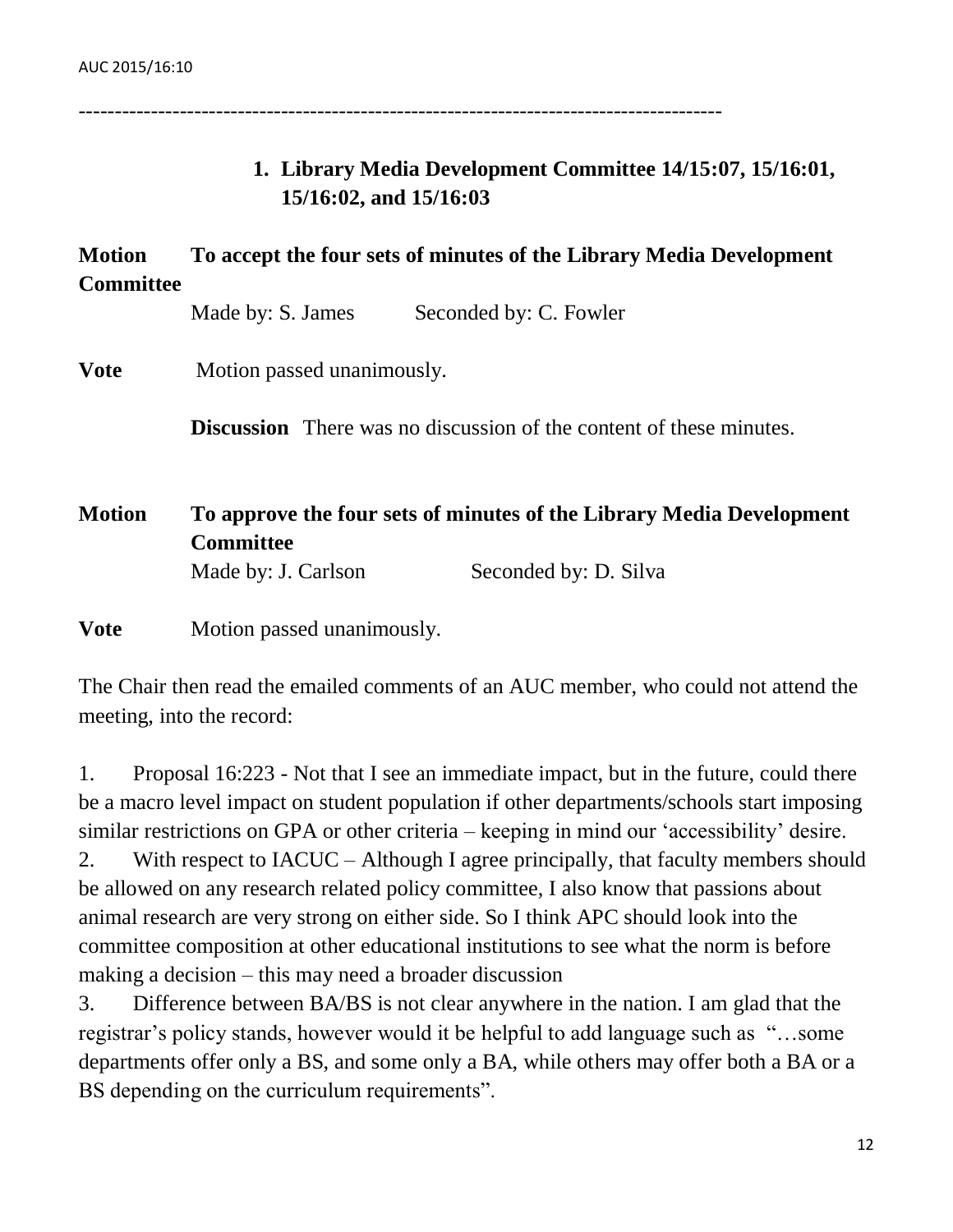---

1. **Library Media Development Committee 14/15:07, 15/16:01, 15/16:02, and 15/16:03**

**Motion** **To accept the four sets of minutes of the Library Media Development Committee**

Made by: S. James Seconded by: C. Fowler

**Vote** Motion passed unanimously.

**Discussion** There was no discussion of the content of these minutes.

**Motion** **To approve the four sets of minutes of the Library Media Development Committee**

Made by: J. Carlson Seconded by: D. Silva

**Vote** Motion passed unanimously.

The Chair then read the emailed comments of an AUC member, who could not attend the meeting, into the record:

1. Proposal 16:223 - Not that I see an immediate impact, but in the future, could there be a macro level impact on student population if other departments/schools start imposing similar restrictions on GPA or other criteria – keeping in mind our 'accessibility' desire.
2. With respect to IACUC – Although I agree principally, that faculty members should be allowed on any research related policy committee, I also know that passions about animal research are very strong on either side. So I think APC should look into the committee composition at other educational institutions to see what the norm is before making a decision – this may need a broader discussion
3. Difference between BA/BS is not clear anywhere in the nation. I am glad that the registrar's policy stands, however would it be helpful to add language such as "…some departments offer only a BS, and some only a BA, while others may offer both a BA or a BS depending on the curriculum requirements".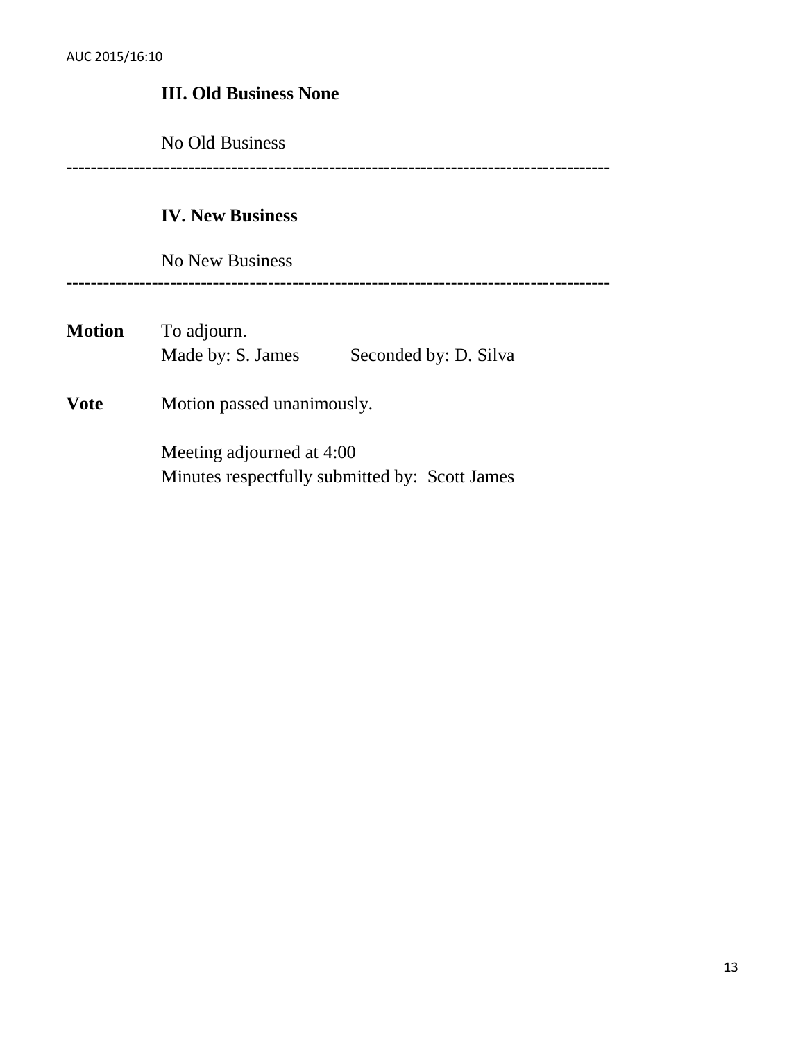### III. Old Business None

No Old Business

---

### IV. New Business

No New Business

---

**Motion** To adjourn.
Made by: S. James Seconded by: D. Silva

**Vote** Motion passed unanimously.

Meeting adjourned at 4:00
Minutes respectfully submitted by: Scott James